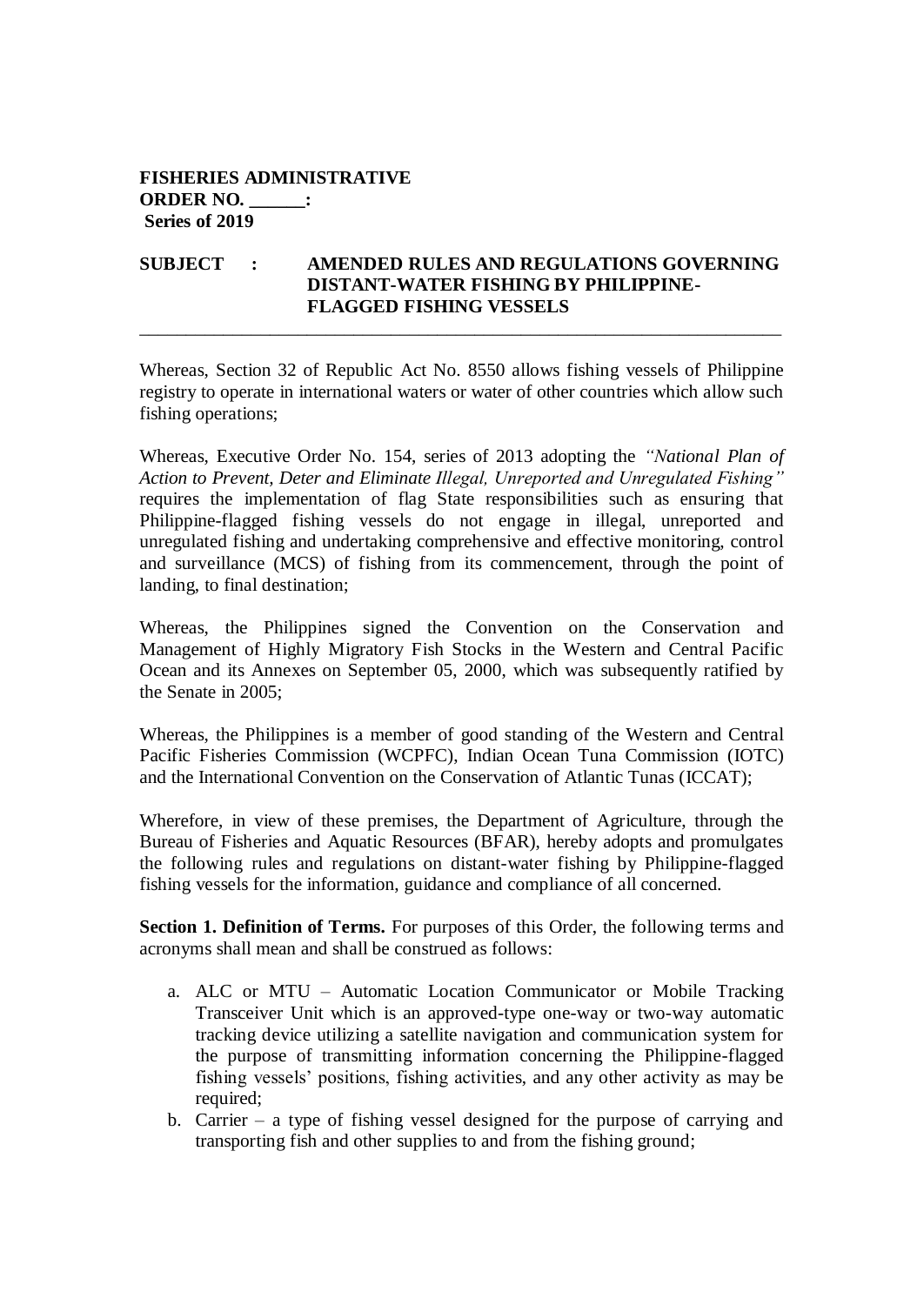**FISHERIES ADMINISTRATIVE ORDER NO. ______:**
**Series of 2019**

**SUBJECT : AMENDED RULES AND REGULATIONS GOVERNING DISTANT-WATER FISHING BY PHILIPPINE-FLAGGED FISHING VESSELS**

---

Whereas, Section 32 of Republic Act No. 8550 allows fishing vessels of Philippine registry to operate in international waters or water of other countries which allow such fishing operations;

Whereas, Executive Order No. 154, series of 2013 adopting the *"National Plan of Action to Prevent, Deter and Eliminate Illegal, Unreported and Unregulated Fishing"* requires the implementation of flag State responsibilities such as ensuring that Philippine-flagged fishing vessels do not engage in illegal, unreported and unregulated fishing and undertaking comprehensive and effective monitoring, control and surveillance (MCS) of fishing from its commencement, through the point of landing, to final destination;

Whereas, the Philippines signed the Convention on the Conservation and Management of Highly Migratory Fish Stocks in the Western and Central Pacific Ocean and its Annexes on September 05, 2000, which was subsequently ratified by the Senate in 2005;

Whereas, the Philippines is a member of good standing of the Western and Central Pacific Fisheries Commission (WCPFC), Indian Ocean Tuna Commission (IOTC) and the International Convention on the Conservation of Atlantic Tunas (ICCAT);

Wherefore, in view of these premises, the Department of Agriculture, through the Bureau of Fisheries and Aquatic Resources (BFAR), hereby adopts and promulgates the following rules and regulations on distant-water fishing by Philippine-flagged fishing vessels for the information, guidance and compliance of all concerned.

**Section 1. Definition of Terms.** For purposes of this Order, the following terms and acronyms shall mean and shall be construed as follows:

a. ALC or MTU – Automatic Location Communicator or Mobile Tracking Transceiver Unit which is an approved-type one-way or two-way automatic tracking device utilizing a satellite navigation and communication system for the purpose of transmitting information concerning the Philippine-flagged fishing vessels' positions, fishing activities, and any other activity as may be required;
b. Carrier – a type of fishing vessel designed for the purpose of carrying and transporting fish and other supplies to and from the fishing ground;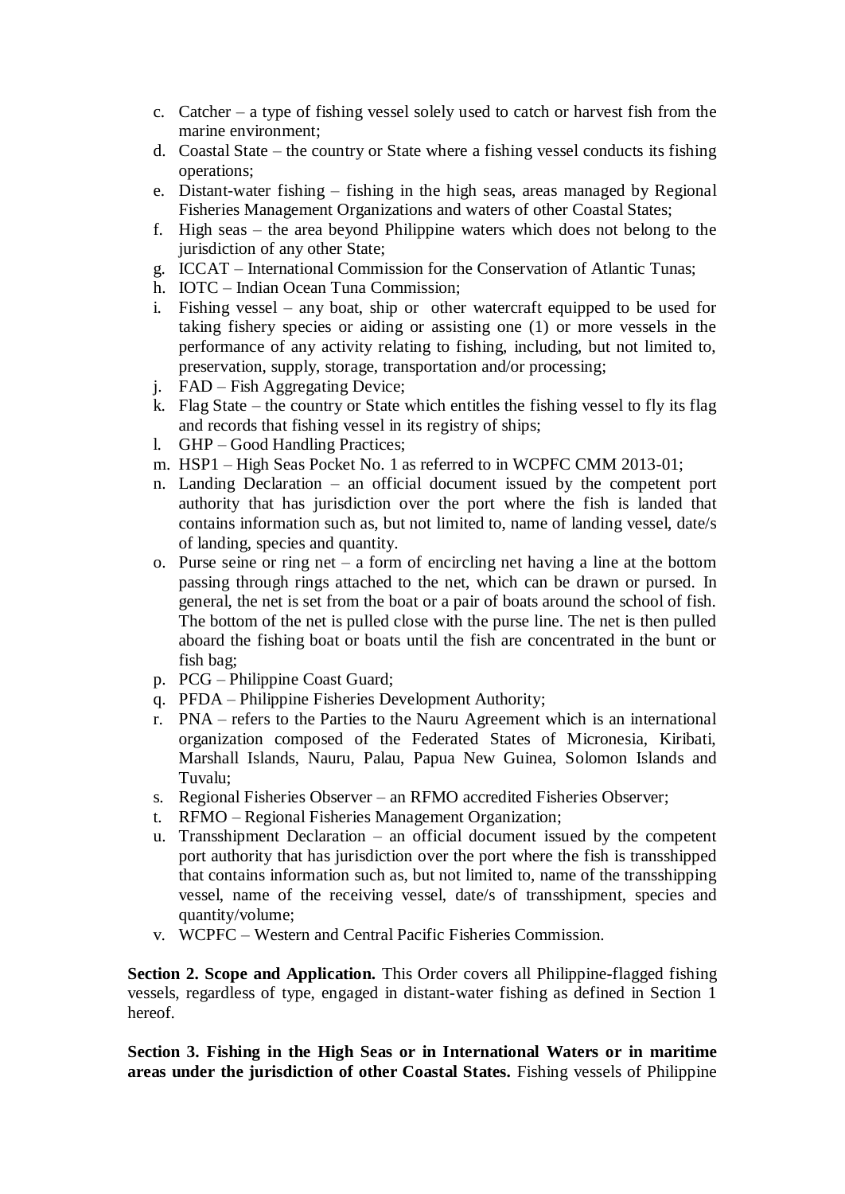c. Catcher – a type of fishing vessel solely used to catch or harvest fish from the marine environment;
d. Coastal State – the country or State where a fishing vessel conducts its fishing operations;
e. Distant-water fishing – fishing in the high seas, areas managed by Regional Fisheries Management Organizations and waters of other Coastal States;
f. High seas – the area beyond Philippine waters which does not belong to the jurisdiction of any other State;
g. ICCAT – International Commission for the Conservation of Atlantic Tunas;
h. IOTC – Indian Ocean Tuna Commission;
i. Fishing vessel – any boat, ship or other watercraft equipped to be used for taking fishery species or aiding or assisting one (1) or more vessels in the performance of any activity relating to fishing, including, but not limited to, preservation, supply, storage, transportation and/or processing;
j. FAD – Fish Aggregating Device;
k. Flag State – the country or State which entitles the fishing vessel to fly its flag and records that fishing vessel in its registry of ships;
l. GHP – Good Handling Practices;
m. HSP1 – High Seas Pocket No. 1 as referred to in WCPFC CMM 2013-01;
n. Landing Declaration – an official document issued by the competent port authority that has jurisdiction over the port where the fish is landed that contains information such as, but not limited to, name of landing vessel, date/s of landing, species and quantity.
o. Purse seine or ring net – a form of encircling net having a line at the bottom passing through rings attached to the net, which can be drawn or pursed. In general, the net is set from the boat or a pair of boats around the school of fish. The bottom of the net is pulled close with the purse line. The net is then pulled aboard the fishing boat or boats until the fish are concentrated in the bunt or fish bag;
p. PCG – Philippine Coast Guard;
q. PFDA – Philippine Fisheries Development Authority;
r. PNA – refers to the Parties to the Nauru Agreement which is an international organization composed of the Federated States of Micronesia, Kiribati, Marshall Islands, Nauru, Palau, Papua New Guinea, Solomon Islands and Tuvalu;
s. Regional Fisheries Observer – an RFMO accredited Fisheries Observer;
t. RFMO – Regional Fisheries Management Organization;
u. Transshipment Declaration – an official document issued by the competent port authority that has jurisdiction over the port where the fish is transshipped that contains information such as, but not limited to, name of the transshipping vessel, name of the receiving vessel, date/s of transshipment, species and quantity/volume;
v. WCPFC – Western and Central Pacific Fisheries Commission.

**Section 2. Scope and Application.** This Order covers all Philippine-flagged fishing vessels, regardless of type, engaged in distant-water fishing as defined in Section 1 hereof.

**Section 3. Fishing in the High Seas or in International Waters or in maritime areas under the jurisdiction of other Coastal States.** Fishing vessels of Philippine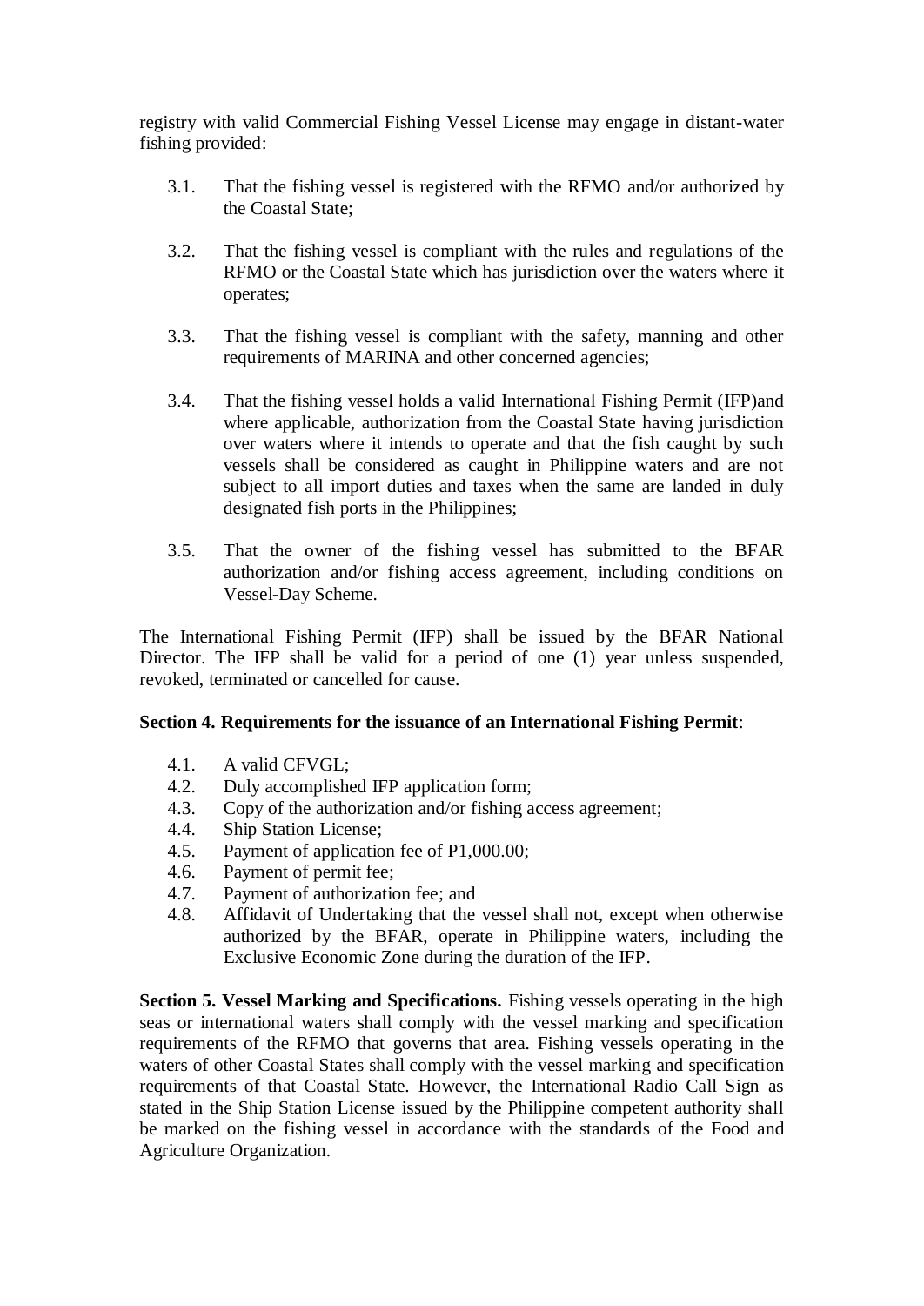registry with valid Commercial Fishing Vessel License may engage in distant-water fishing provided:

3.1. That the fishing vessel is registered with the RFMO and/or authorized by the Coastal State;

3.2. That the fishing vessel is compliant with the rules and regulations of the RFMO or the Coastal State which has jurisdiction over the waters where it operates;

3.3. That the fishing vessel is compliant with the safety, manning and other requirements of MARINA and other concerned agencies;

3.4. That the fishing vessel holds a valid International Fishing Permit (IFP)and where applicable, authorization from the Coastal State having jurisdiction over waters where it intends to operate and that the fish caught by such vessels shall be considered as caught in Philippine waters and are not subject to all import duties and taxes when the same are landed in duly designated fish ports in the Philippines;

3.5. That the owner of the fishing vessel has submitted to the BFAR authorization and/or fishing access agreement, including conditions on Vessel-Day Scheme.

The International Fishing Permit (IFP) shall be issued by the BFAR National Director. The IFP shall be valid for a period of one (1) year unless suspended, revoked, terminated or cancelled for cause.

**Section 4. Requirements for the issuance of an International Fishing Permit**:

4.1. A valid CFVGL;
4.2. Duly accomplished IFP application form;
4.3. Copy of the authorization and/or fishing access agreement;
4.4. Ship Station License;
4.5. Payment of application fee of P1,000.00;
4.6. Payment of permit fee;
4.7. Payment of authorization fee; and
4.8. Affidavit of Undertaking that the vessel shall not, except when otherwise authorized by the BFAR, operate in Philippine waters, including the Exclusive Economic Zone during the duration of the IFP.

**Section 5. Vessel Marking and Specifications.** Fishing vessels operating in the high seas or international waters shall comply with the vessel marking and specification requirements of the RFMO that governs that area. Fishing vessels operating in the waters of other Coastal States shall comply with the vessel marking and specification requirements of that Coastal State. However, the International Radio Call Sign as stated in the Ship Station License issued by the Philippine competent authority shall be marked on the fishing vessel in accordance with the standards of the Food and Agriculture Organization.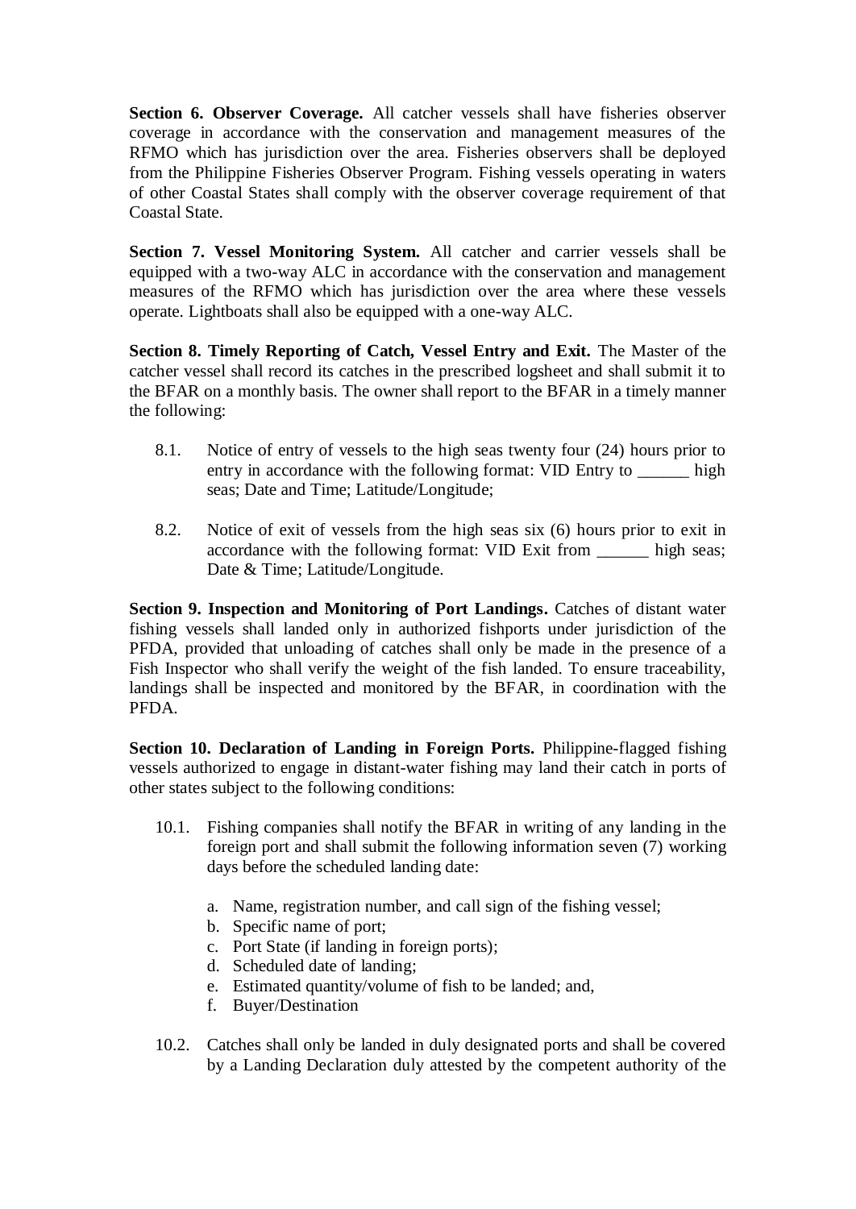**Section 6. Observer Coverage.** All catcher vessels shall have fisheries observer coverage in accordance with the conservation and management measures of the RFMO which has jurisdiction over the area. Fisheries observers shall be deployed from the Philippine Fisheries Observer Program. Fishing vessels operating in waters of other Coastal States shall comply with the observer coverage requirement of that Coastal State.

**Section 7. Vessel Monitoring System.** All catcher and carrier vessels shall be equipped with a two-way ALC in accordance with the conservation and management measures of the RFMO which has jurisdiction over the area where these vessels operate. Lightboats shall also be equipped with a one-way ALC.

**Section 8. Timely Reporting of Catch, Vessel Entry and Exit.** The Master of the catcher vessel shall record its catches in the prescribed logsheet and shall submit it to the BFAR on a monthly basis. The owner shall report to the BFAR in a timely manner the following:

8.1. Notice of entry of vessels to the high seas twenty four (24) hours prior to entry in accordance with the following format: VID Entry to ______ high seas; Date and Time; Latitude/Longitude;

8.2. Notice of exit of vessels from the high seas six (6) hours prior to exit in accordance with the following format: VID Exit from ______ high seas; Date & Time; Latitude/Longitude.

**Section 9. Inspection and Monitoring of Port Landings.** Catches of distant water fishing vessels shall landed only in authorized fishports under jurisdiction of the PFDA, provided that unloading of catches shall only be made in the presence of a Fish Inspector who shall verify the weight of the fish landed. To ensure traceability, landings shall be inspected and monitored by the BFAR, in coordination with the PFDA.

**Section 10. Declaration of Landing in Foreign Ports.** Philippine-flagged fishing vessels authorized to engage in distant-water fishing may land their catch in ports of other states subject to the following conditions:

10.1. Fishing companies shall notify the BFAR in writing of any landing in the foreign port and shall submit the following information seven (7) working days before the scheduled landing date:

a. Name, registration number, and call sign of the fishing vessel;
b. Specific name of port;
c. Port State (if landing in foreign ports);
d. Scheduled date of landing;
e. Estimated quantity/volume of fish to be landed; and,
f. Buyer/Destination

10.2. Catches shall only be landed in duly designated ports and shall be covered by a Landing Declaration duly attested by the competent authority of the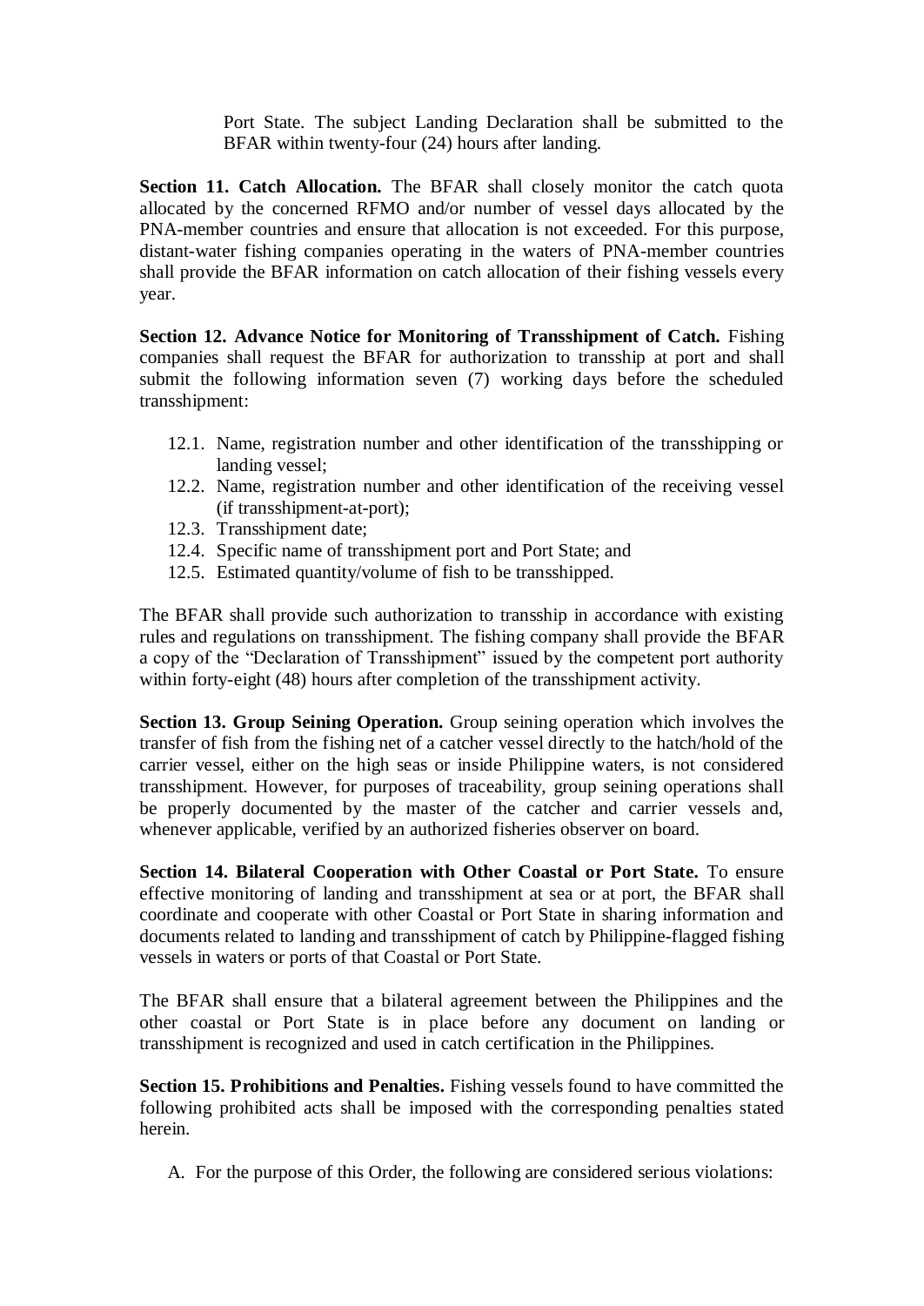Port State. The subject Landing Declaration shall be submitted to the BFAR within twenty-four (24) hours after landing.

**Section 11. Catch Allocation.** The BFAR shall closely monitor the catch quota allocated by the concerned RFMO and/or number of vessel days allocated by the PNA-member countries and ensure that allocation is not exceeded. For this purpose, distant-water fishing companies operating in the waters of PNA-member countries shall provide the BFAR information on catch allocation of their fishing vessels every year.

**Section 12. Advance Notice for Monitoring of Transshipment of Catch.** Fishing companies shall request the BFAR for authorization to transship at port and shall submit the following information seven (7) working days before the scheduled transshipment:

12.1. Name, registration number and other identification of the transshipping or landing vessel;
12.2. Name, registration number and other identification of the receiving vessel (if transshipment-at-port);
12.3. Transshipment date;
12.4. Specific name of transshipment port and Port State; and
12.5. Estimated quantity/volume of fish to be transshipped.

The BFAR shall provide such authorization to transship in accordance with existing rules and regulations on transshipment. The fishing company shall provide the BFAR a copy of the "Declaration of Transshipment" issued by the competent port authority within forty-eight (48) hours after completion of the transshipment activity.

**Section 13. Group Seining Operation.** Group seining operation which involves the transfer of fish from the fishing net of a catcher vessel directly to the hatch/hold of the carrier vessel, either on the high seas or inside Philippine waters, is not considered transshipment. However, for purposes of traceability, group seining operations shall be properly documented by the master of the catcher and carrier vessels and, whenever applicable, verified by an authorized fisheries observer on board.

**Section 14. Bilateral Cooperation with Other Coastal or Port State.** To ensure effective monitoring of landing and transshipment at sea or at port, the BFAR shall coordinate and cooperate with other Coastal or Port State in sharing information and documents related to landing and transshipment of catch by Philippine-flagged fishing vessels in waters or ports of that Coastal or Port State.

The BFAR shall ensure that a bilateral agreement between the Philippines and the other coastal or Port State is in place before any document on landing or transshipment is recognized and used in catch certification in the Philippines.

**Section 15. Prohibitions and Penalties.** Fishing vessels found to have committed the following prohibited acts shall be imposed with the corresponding penalties stated herein.

A. For the purpose of this Order, the following are considered serious violations: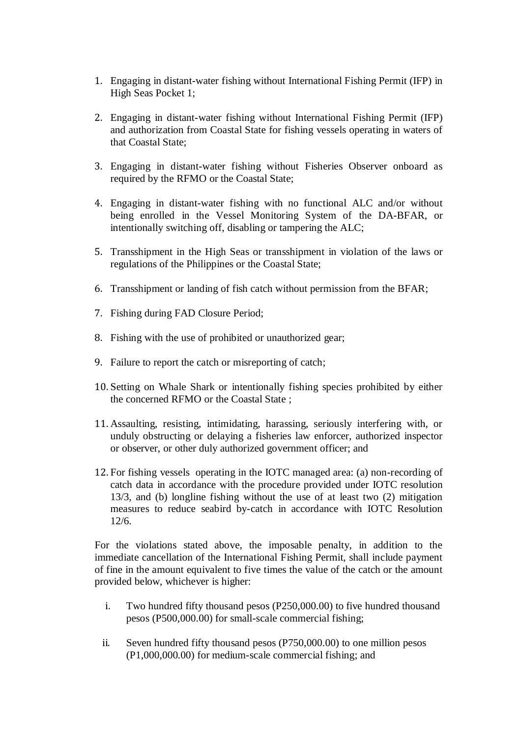1. Engaging in distant-water fishing without International Fishing Permit (IFP) in High Seas Pocket 1;

2. Engaging in distant-water fishing without International Fishing Permit (IFP) and authorization from Coastal State for fishing vessels operating in waters of that Coastal State;

3. Engaging in distant-water fishing without Fisheries Observer onboard as required by the RFMO or the Coastal State;

4. Engaging in distant-water fishing with no functional ALC and/or without being enrolled in the Vessel Monitoring System of the DA-BFAR, or intentionally switching off, disabling or tampering the ALC;

5. Transshipment in the High Seas or transshipment in violation of the laws or regulations of the Philippines or the Coastal State;

6. Transshipment or landing of fish catch without permission from the BFAR;

7. Fishing during FAD Closure Period;

8. Fishing with the use of prohibited or unauthorized gear;

9. Failure to report the catch or misreporting of catch;

10. Setting on Whale Shark or intentionally fishing species prohibited by either the concerned RFMO or the Coastal State ;

11. Assaulting, resisting, intimidating, harassing, seriously interfering with, or unduly obstructing or delaying a fisheries law enforcer, authorized inspector or observer, or other duly authorized government officer; and

12. For fishing vessels operating in the IOTC managed area: (a) non-recording of catch data in accordance with the procedure provided under IOTC resolution 13/3, and (b) longline fishing without the use of at least two (2) mitigation measures to reduce seabird by-catch in accordance with IOTC Resolution 12/6.

For the violations stated above, the imposable penalty, in addition to the immediate cancellation of the International Fishing Permit, shall include payment of fine in the amount equivalent to five times the value of the catch or the amount provided below, whichever is higher:

i. Two hundred fifty thousand pesos (P250,000.00) to five hundred thousand pesos (P500,000.00) for small-scale commercial fishing;

ii. Seven hundred fifty thousand pesos (P750,000.00) to one million pesos (P1,000,000.00) for medium-scale commercial fishing; and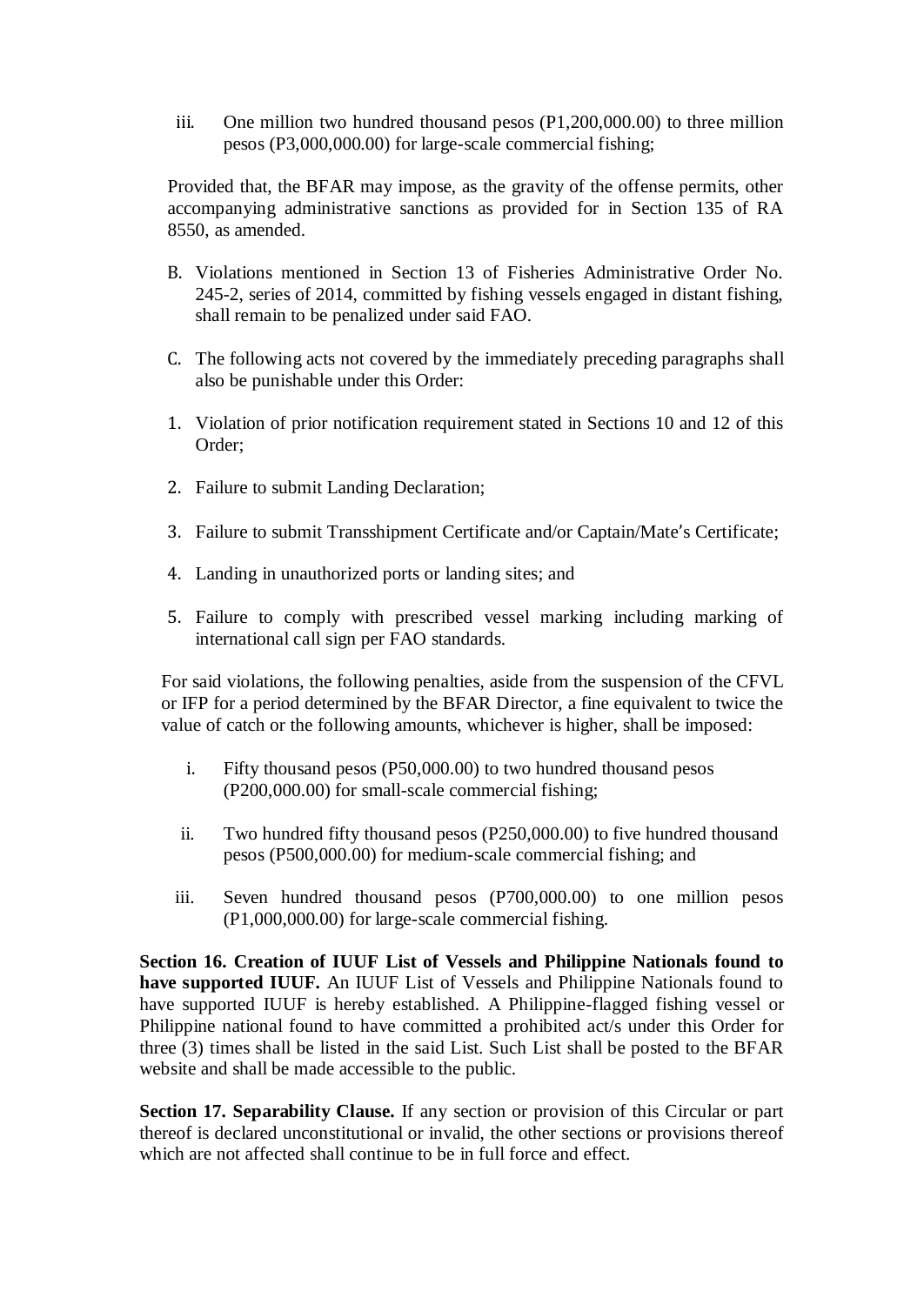iii. One million two hundred thousand pesos (P1,200,000.00) to three million pesos (P3,000,000.00) for large-scale commercial fishing;

Provided that, the BFAR may impose, as the gravity of the offense permits, other accompanying administrative sanctions as provided for in Section 135 of RA 8550, as amended.

B. Violations mentioned in Section 13 of Fisheries Administrative Order No. 245-2, series of 2014, committed by fishing vessels engaged in distant fishing, shall remain to be penalized under said FAO.

C. The following acts not covered by the immediately preceding paragraphs shall also be punishable under this Order:

1. Violation of prior notification requirement stated in Sections 10 and 12 of this Order;
2. Failure to submit Landing Declaration;
3. Failure to submit Transshipment Certificate and/or Captain/Mate's Certificate;
4. Landing in unauthorized ports or landing sites; and
5. Failure to comply with prescribed vessel marking including marking of international call sign per FAO standards.

For said violations, the following penalties, aside from the suspension of the CFVL or IFP for a period determined by the BFAR Director, a fine equivalent to twice the value of catch or the following amounts, whichever is higher, shall be imposed:

i. Fifty thousand pesos (P50,000.00) to two hundred thousand pesos (P200,000.00) for small-scale commercial fishing;

ii. Two hundred fifty thousand pesos (P250,000.00) to five hundred thousand pesos (P500,000.00) for medium-scale commercial fishing; and

iii. Seven hundred thousand pesos (P700,000.00) to one million pesos (P1,000,000.00) for large-scale commercial fishing.

**Section 16. Creation of IUUF List of Vessels and Philippine Nationals found to have supported IUUF.** An IUUF List of Vessels and Philippine Nationals found to have supported IUUF is hereby established. A Philippine-flagged fishing vessel or Philippine national found to have committed a prohibited act/s under this Order for three (3) times shall be listed in the said List. Such List shall be posted to the BFAR website and shall be made accessible to the public.

**Section 17. Separability Clause.** If any section or provision of this Circular or part thereof is declared unconstitutional or invalid, the other sections or provisions thereof which are not affected shall continue to be in full force and effect.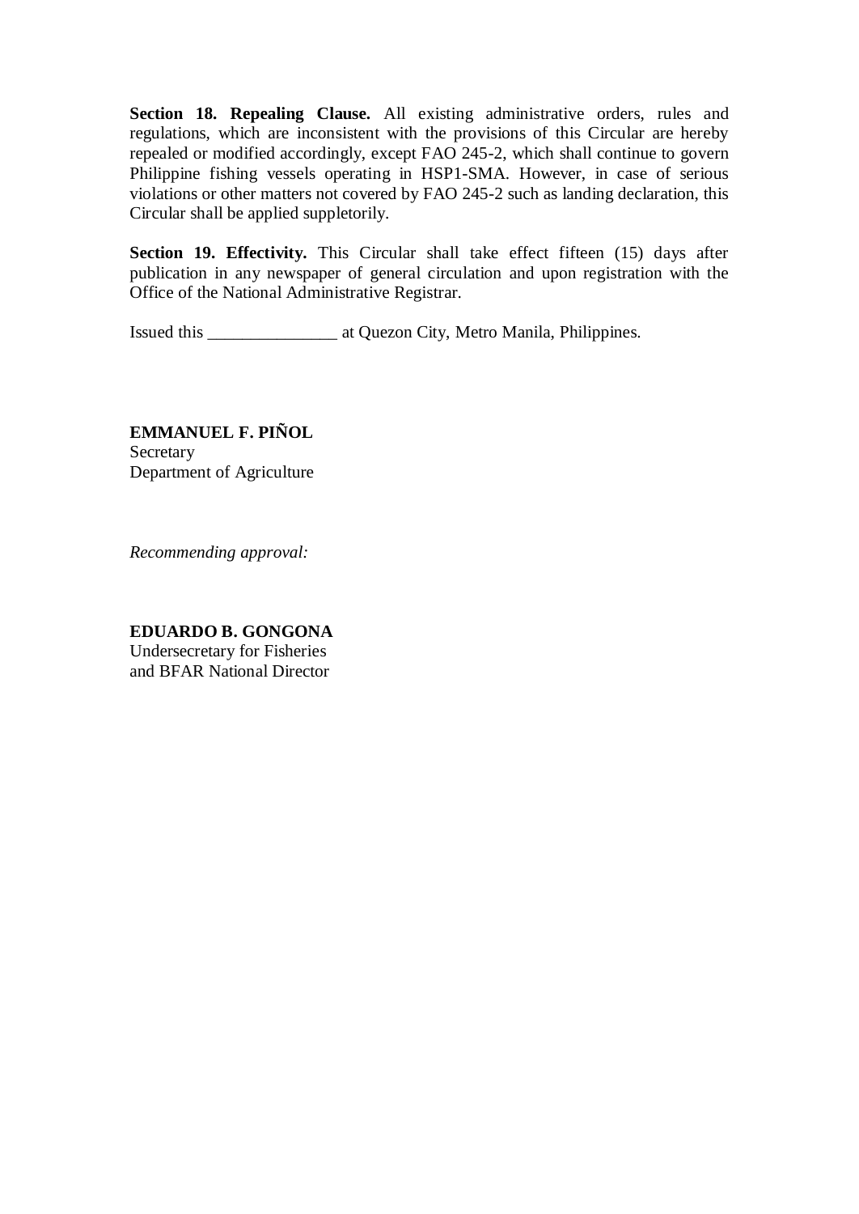**Section 18. Repealing Clause.** All existing administrative orders, rules and regulations, which are inconsistent with the provisions of this Circular are hereby repealed or modified accordingly, except FAO 245-2, which shall continue to govern Philippine fishing vessels operating in HSP1-SMA. However, in case of serious violations or other matters not covered by FAO 245-2 such as landing declaration, this Circular shall be applied suppletorily.

**Section 19. Effectivity.** This Circular shall take effect fifteen (15) days after publication in any newspaper of general circulation and upon registration with the Office of the National Administrative Registrar.

Issued this _______________ at Quezon City, Metro Manila, Philippines.

**EMMANUEL F. PIÑOL**
Secretary
Department of Agriculture

*Recommending approval:*

**EDUARDO B. GONGONA**
Undersecretary for Fisheries
and BFAR National Director